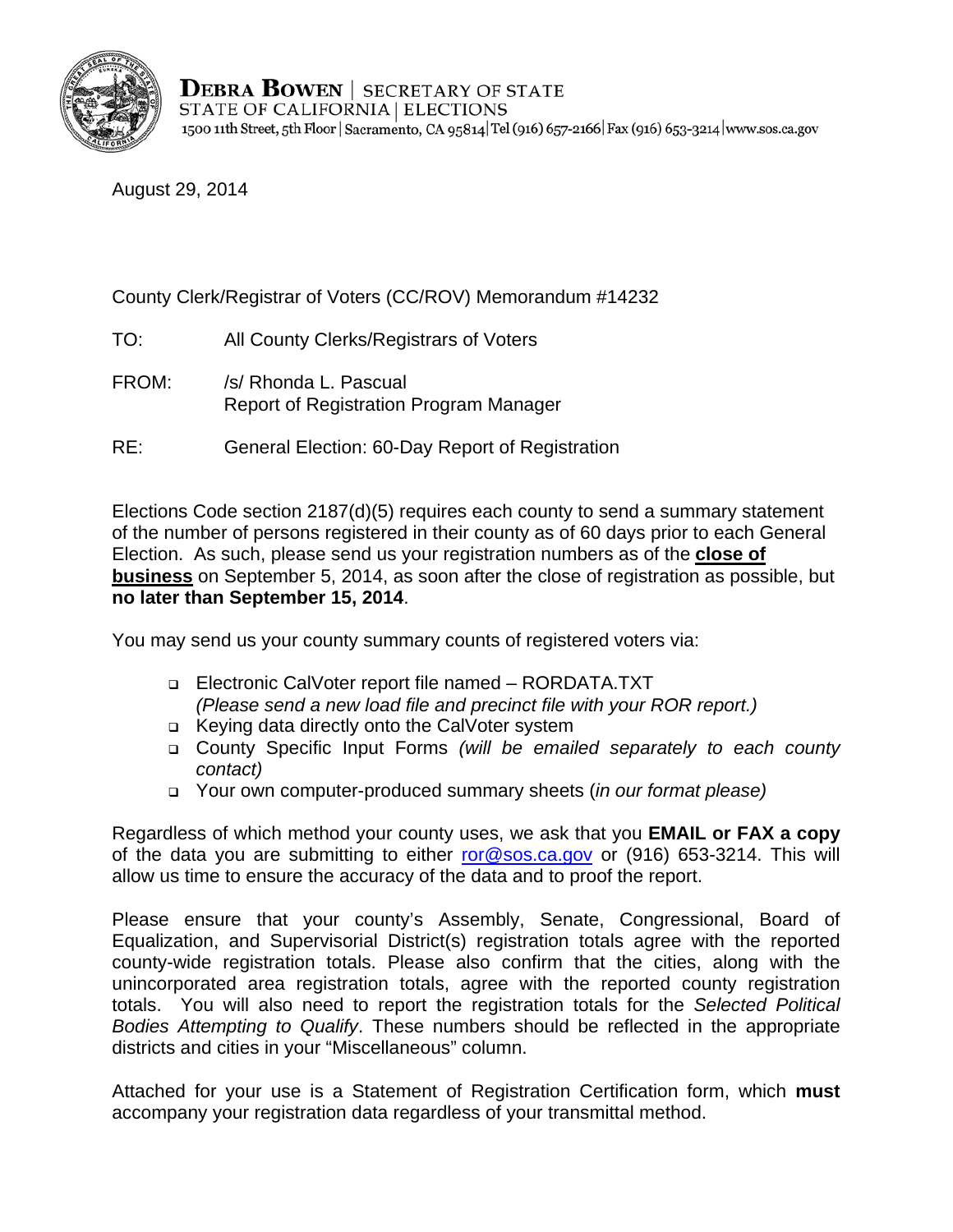**DEBRA BOWEN** | SECRETARY OF STATE
STATE OF CALIFORNIA | ELECTIONS
1500 11th Street, 5th Floor | Sacramento, CA 95814 | Tel (916) 657-2166 | Fax (916) 653-3214 | www.sos.ca.gov

August 29, 2014

County Clerk/Registrar of Voters (CC/ROV) Memorandum #14232

TO: All County Clerks/Registrars of Voters

FROM: /s/ Rhonda L. Pascual
Report of Registration Program Manager

RE: General Election: 60-Day Report of Registration

Elections Code section 2187(d)(5) requires each county to send a summary statement of the number of persons registered in their county as of 60 days prior to each General Election. As such, please send us your registration numbers as of the **close of business** on September 5, 2014, as soon after the close of registration as possible, but **no later than September 15, 2014**.

You may send us your county summary counts of registered voters via:

- Electronic CalVoter report file named – RORDATA.TXT
  *(Please send a new load file and precinct file with your ROR report.)*
- Keying data directly onto the CalVoter system
- County Specific Input Forms *(will be emailed separately to each county contact)*
- Your own computer-produced summary sheets (*in our format please)*

Regardless of which method your county uses, we ask that you **EMAIL or FAX a copy** of the data you are submitting to either ror@sos.ca.gov or (916) 653-3214. This will allow us time to ensure the accuracy of the data and to proof the report.

Please ensure that your county's Assembly, Senate, Congressional, Board of Equalization, and Supervisorial District(s) registration totals agree with the reported county-wide registration totals. Please also confirm that the cities, along with the unincorporated area registration totals, agree with the reported county registration totals. You will also need to report the registration totals for the *Selected Political Bodies Attempting to Qualify*. These numbers should be reflected in the appropriate districts and cities in your "Miscellaneous" column.

Attached for your use is a Statement of Registration Certification form, which **must** accompany your registration data regardless of your transmittal method.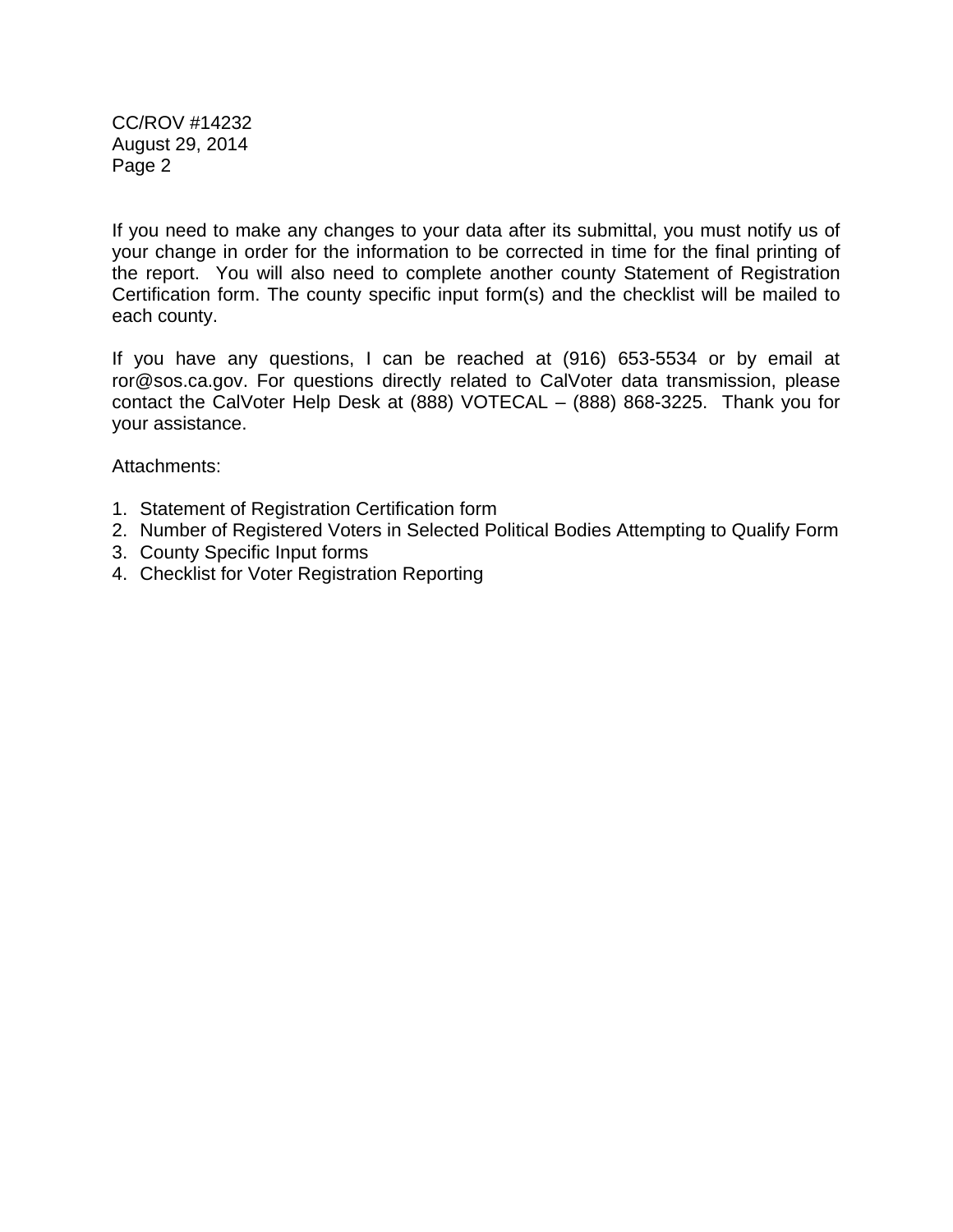If you need to make any changes to your data after its submittal, you must notify us of your change in order for the information to be corrected in time for the final printing of the report. You will also need to complete another county Statement of Registration Certification form. The county specific input form(s) and the checklist will be mailed to each county.

If you have any questions, I can be reached at (916) 653-5534 or by email at ror@sos.ca.gov. For questions directly related to CalVoter data transmission, please contact the CalVoter Help Desk at (888) VOTECAL – (888) 868-3225. Thank you for your assistance.

Attachments:

1. Statement of Registration Certification form
2. Number of Registered Voters in Selected Political Bodies Attempting to Qualify Form
3. County Specific Input forms
4. Checklist for Voter Registration Reporting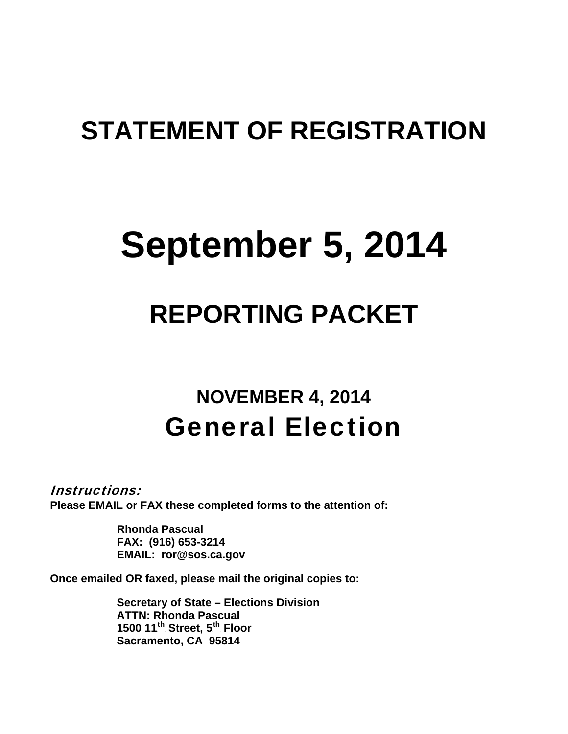# STATEMENT OF REGISTRATION

# September 5, 2014

## REPORTING PACKET

### NOVEMBER 4, 2014

## General Election

***Instructions:***

**Please EMAIL or FAX these completed forms to the attention of:**

**Rhonda Pascual**
**FAX: (916) 653-3214**
**EMAIL: ror@sos.ca.gov**

**Once emailed OR faxed, please mail the original copies to:**

**Secretary of State – Elections Division**
**ATTN: Rhonda Pascual**
**1500 11th Street, 5th Floor**
**Sacramento, CA 95814**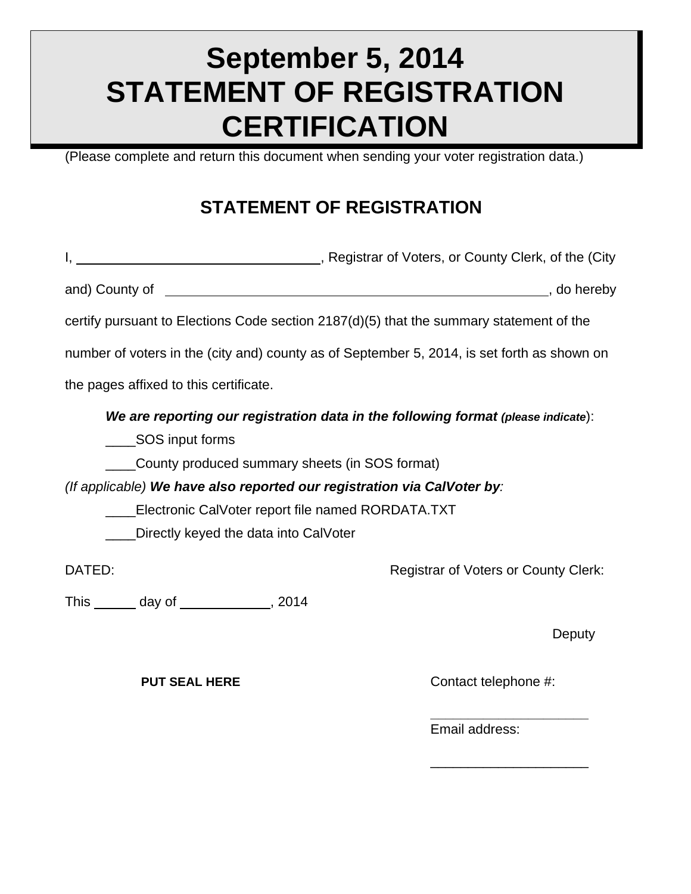# September 5, 2014
# STATEMENT OF REGISTRATION CERTIFICATION

(Please complete and return this document when sending your voter registration data.)

## STATEMENT OF REGISTRATION

I, ________________________________, Registrar of Voters, or County Clerk, of the (City and) County of ____________________________________________________, do hereby certify pursuant to Elections Code section 2187(d)(5) that the summary statement of the number of voters in the (city and) county as of September 5, 2014, is set forth as shown on the pages affixed to this certificate.

***We are reporting our registration data in the following format*** ***(please indicate)***:

____SOS input forms

____County produced summary sheets (in SOS format)

*(If applicable)* ***We have also reported our registration via CalVoter by***:

____Electronic CalVoter report file named RORDATA.TXT

____Directly keyed the data into CalVoter

DATED:

This ______ day of ____________, 2014

Registrar of Voters or County Clerk:

Deputy

**PUT SEAL HERE**

Contact telephone #:

_____________________

Email address:

_____________________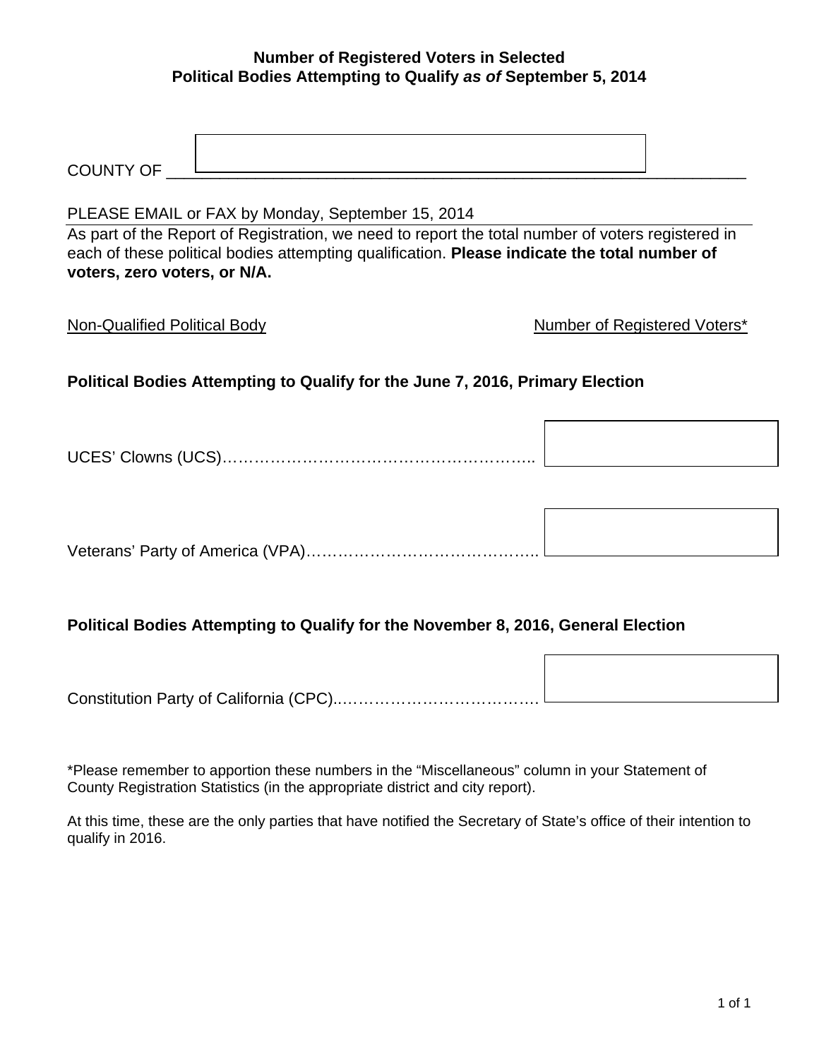**Number of Registered Voters in Selected Political Bodies Attempting to Qualify *as of* September 5, 2014**

COUNTY OF ____________________________________________

PLEASE EMAIL or FAX by Monday, September 15, 2014

As part of the Report of Registration, we need to report the total number of voters registered in each of these political bodies attempting qualification. **Please indicate the total number of voters, zero voters, or N/A.**

| Non-Qualified Political Body | Number of Registered Voters* |
|---|---|
| **Political Bodies Attempting to Qualify for the June 7, 2016, Primary Election** | |
| UCES' Clowns (UCS)…………………………………………………….. | |
| Veterans' Party of America (VPA)…………………………………….. | |
| **Political Bodies Attempting to Qualify for the November 8, 2016, General Election** | |
| Constitution Party of California (CPC)..………………………………. | |

*Please remember to apportion these numbers in the "Miscellaneous" column in your Statement of County Registration Statistics (in the appropriate district and city report).

At this time, these are the only parties that have notified the Secretary of State's office of their intention to qualify in 2016.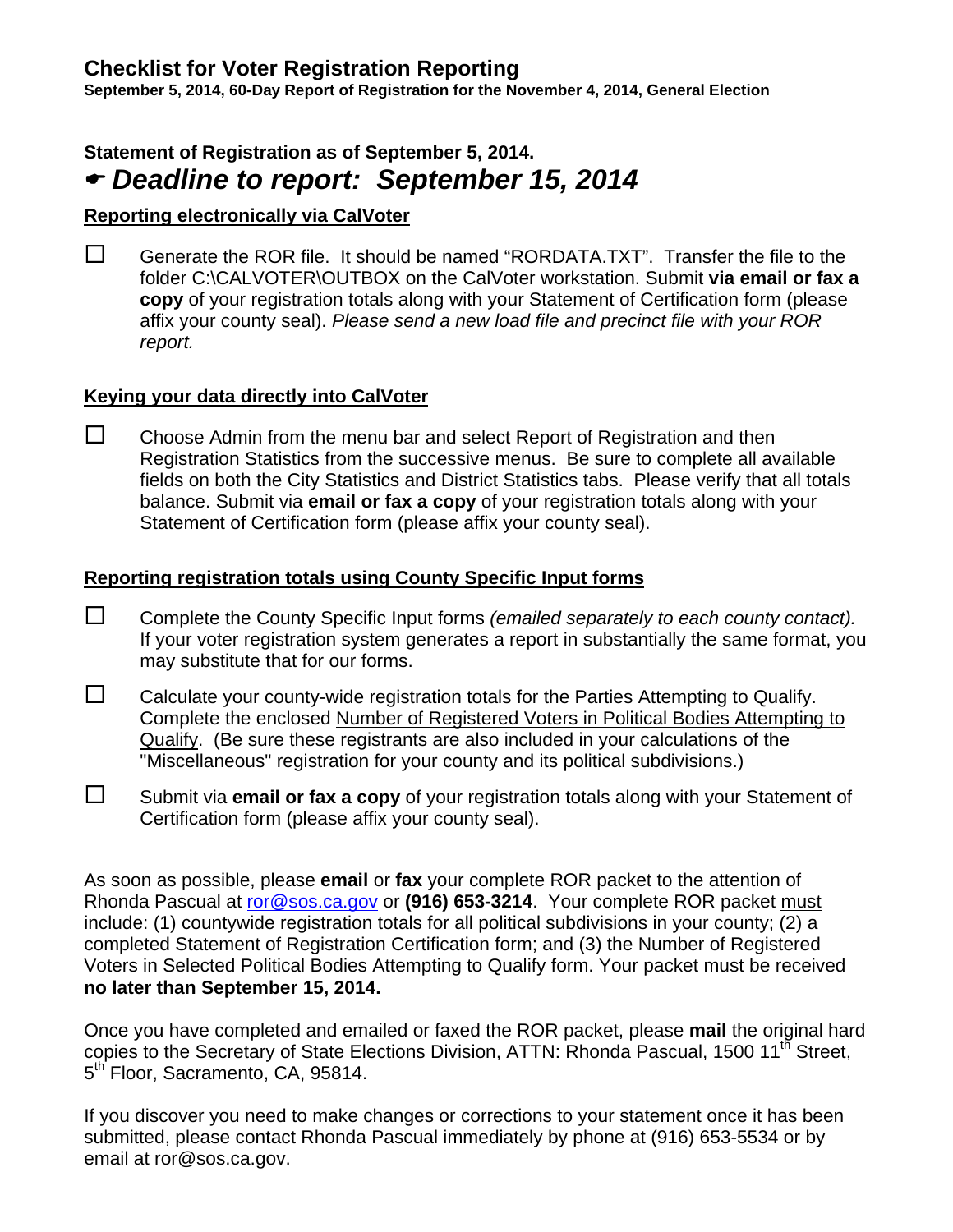# Checklist for Voter Registration Reporting

**September 5, 2014, 60-Day Report of Registration for the November 4, 2014, General Election**

## Statement of Registration as of September 5, 2014.

## ☛ *Deadline to report: September 15, 2014*

### Reporting electronically via CalVoter

☐ Generate the ROR file. It should be named "RORDATA.TXT". Transfer the file to the folder C:\CALVOTER\OUTBOX on the CalVoter workstation. Submit **via email or fax a copy** of your registration totals along with your Statement of Certification form (please affix your county seal). *Please send a new load file and precinct file with your ROR report.*

### Keying your data directly into CalVoter

☐ Choose Admin from the menu bar and select Report of Registration and then Registration Statistics from the successive menus. Be sure to complete all available fields on both the City Statistics and District Statistics tabs. Please verify that all totals balance. Submit via **email or fax a copy** of your registration totals along with your Statement of Certification form (please affix your county seal).

### Reporting registration totals using County Specific Input forms

☐ Complete the County Specific Input forms *(emailed separately to each county contact).* If your voter registration system generates a report in substantially the same format, you may substitute that for our forms.

☐ Calculate your county-wide registration totals for the Parties Attempting to Qualify. Complete the enclosed Number of Registered Voters in Political Bodies Attempting to Qualify. (Be sure these registrants are also included in your calculations of the "Miscellaneous" registration for your county and its political subdivisions.)

☐ Submit via **email or fax a copy** of your registration totals along with your Statement of Certification form (please affix your county seal).

As soon as possible, please **email** or **fax** your complete ROR packet to the attention of Rhonda Pascual at ror@sos.ca.gov or **(916) 653-3214**. Your complete ROR packet must include: (1) countywide registration totals for all political subdivisions in your county; (2) a completed Statement of Registration Certification form; and (3) the Number of Registered Voters in Selected Political Bodies Attempting to Qualify form. Your packet must be received **no later than September 15, 2014.**

Once you have completed and emailed or faxed the ROR packet, please **mail** the original hard copies to the Secretary of State Elections Division, ATTN: Rhonda Pascual, 1500 11th Street, 5th Floor, Sacramento, CA, 95814.

If you discover you need to make changes or corrections to your statement once it has been submitted, please contact Rhonda Pascual immediately by phone at (916) 653-5534 or by email at ror@sos.ca.gov.